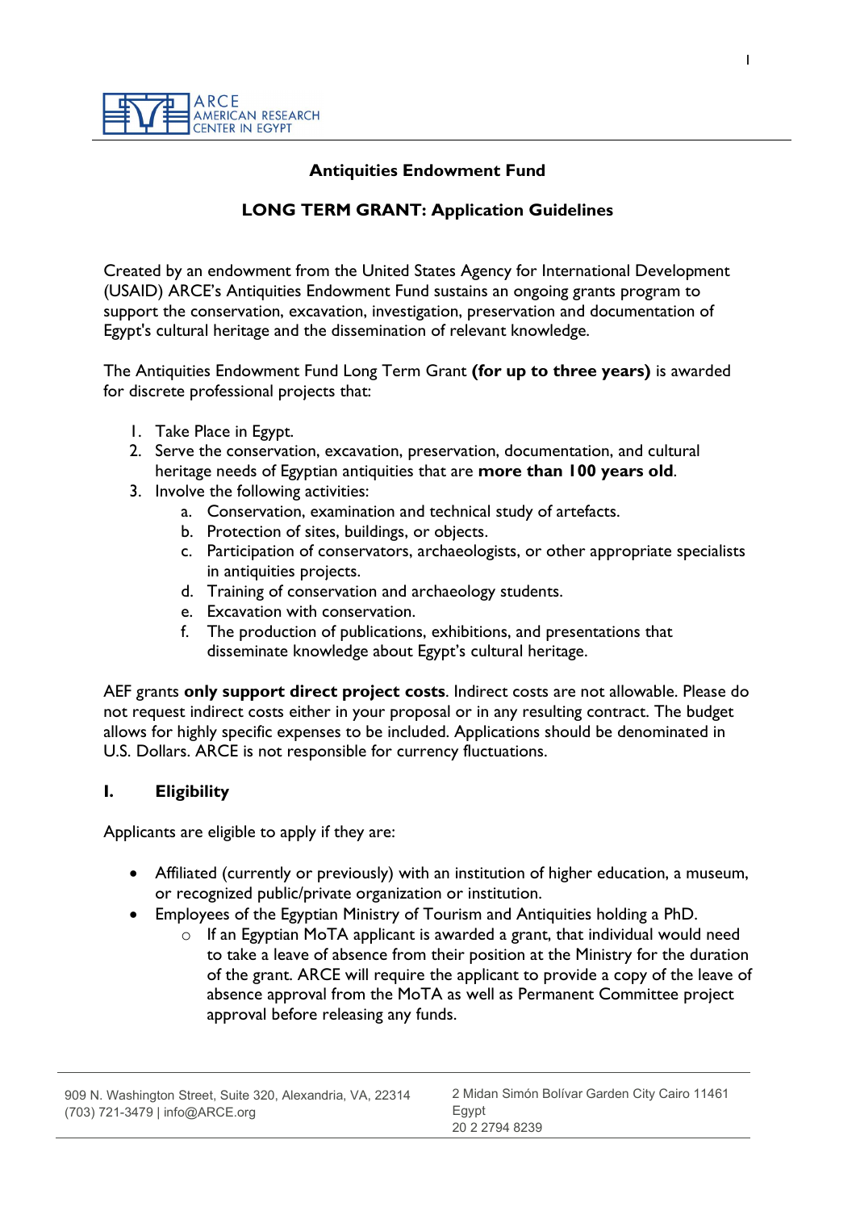ARCE
AMERICAN RESEARCH
CENTER IN EGYPT

# Antiquities Endowment Fund

## LONG TERM GRANT: Application Guidelines

Created by an endowment from the United States Agency for International Development (USAID) ARCE's Antiquities Endowment Fund sustains an ongoing grants program to support the conservation, excavation, investigation, preservation and documentation of Egypt's cultural heritage and the dissemination of relevant knowledge.

The Antiquities Endowment Fund Long Term Grant **(for up to three years)** is awarded for discrete professional projects that:

1. Take Place in Egypt.
2. Serve the conservation, excavation, preservation, documentation, and cultural heritage needs of Egyptian antiquities that are **more than 100 years old**.
3. Involve the following activities:
   a. Conservation, examination and technical study of artefacts.
   b. Protection of sites, buildings, or objects.
   c. Participation of conservators, archaeologists, or other appropriate specialists in antiquities projects.
   d. Training of conservation and archaeology students.
   e. Excavation with conservation.
   f. The production of publications, exhibitions, and presentations that disseminate knowledge about Egypt's cultural heritage.

AEF grants **only support direct project costs**. Indirect costs are not allowable. Please do not request indirect costs either in your proposal or in any resulting contract. The budget allows for highly specific expenses to be included. Applications should be denominated in U.S. Dollars. ARCE is not responsible for currency fluctuations.

## I. Eligibility

Applicants are eligible to apply if they are:

- Affiliated (currently or previously) with an institution of higher education, a museum, or recognized public/private organization or institution.
- Employees of the Egyptian Ministry of Tourism and Antiquities holding a PhD.
  - If an Egyptian MoTA applicant is awarded a grant, that individual would need to take a leave of absence from their position at the Ministry for the duration of the grant. ARCE will require the applicant to provide a copy of the leave of absence approval from the MoTA as well as Permanent Committee project approval before releasing any funds.

909 N. Washington Street, Suite 320, Alexandria, VA, 22314
(703) 721-3479 | info@ARCE.org

2 Midan Simón Bolívar Garden City Cairo 11461
Egypt
20 2 2794 8239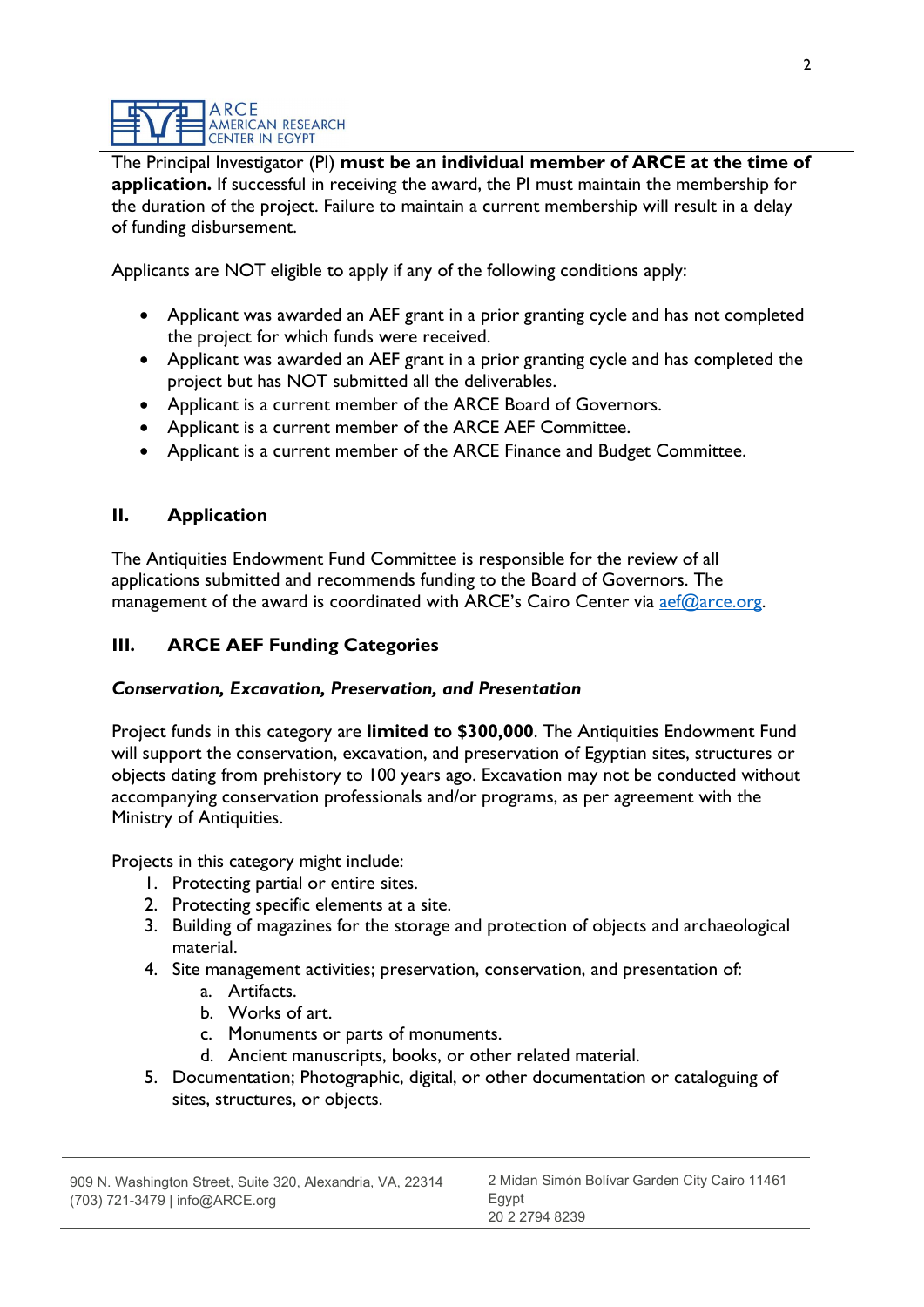The Principal Investigator (PI) **must be an individual member of ARCE at the time of application.** If successful in receiving the award, the PI must maintain the membership for the duration of the project. Failure to maintain a current membership will result in a delay of funding disbursement.

Applicants are NOT eligible to apply if any of the following conditions apply:

- Applicant was awarded an AEF grant in a prior granting cycle and has not completed the project for which funds were received.
- Applicant was awarded an AEF grant in a prior granting cycle and has completed the project but has NOT submitted all the deliverables.
- Applicant is a current member of the ARCE Board of Governors.
- Applicant is a current member of the ARCE AEF Committee.
- Applicant is a current member of the ARCE Finance and Budget Committee.

## II. Application

The Antiquities Endowment Fund Committee is responsible for the review of all applications submitted and recommends funding to the Board of Governors. The management of the award is coordinated with ARCE's Cairo Center via aef@arce.org.

## III. ARCE AEF Funding Categories

### *Conservation, Excavation, Preservation, and Presentation*

Project funds in this category are **limited to $300,000**. The Antiquities Endowment Fund will support the conservation, excavation, and preservation of Egyptian sites, structures or objects dating from prehistory to 100 years ago. Excavation may not be conducted without accompanying conservation professionals and/or programs, as per agreement with the Ministry of Antiquities.

Projects in this category might include:

1. Protecting partial or entire sites.
2. Protecting specific elements at a site.
3. Building of magazines for the storage and protection of objects and archaeological material.
4. Site management activities; preservation, conservation, and presentation of:
   a. Artifacts.
   b. Works of art.
   c. Monuments or parts of monuments.
   d. Ancient manuscripts, books, or other related material.
5. Documentation; Photographic, digital, or other documentation or cataloguing of sites, structures, or objects.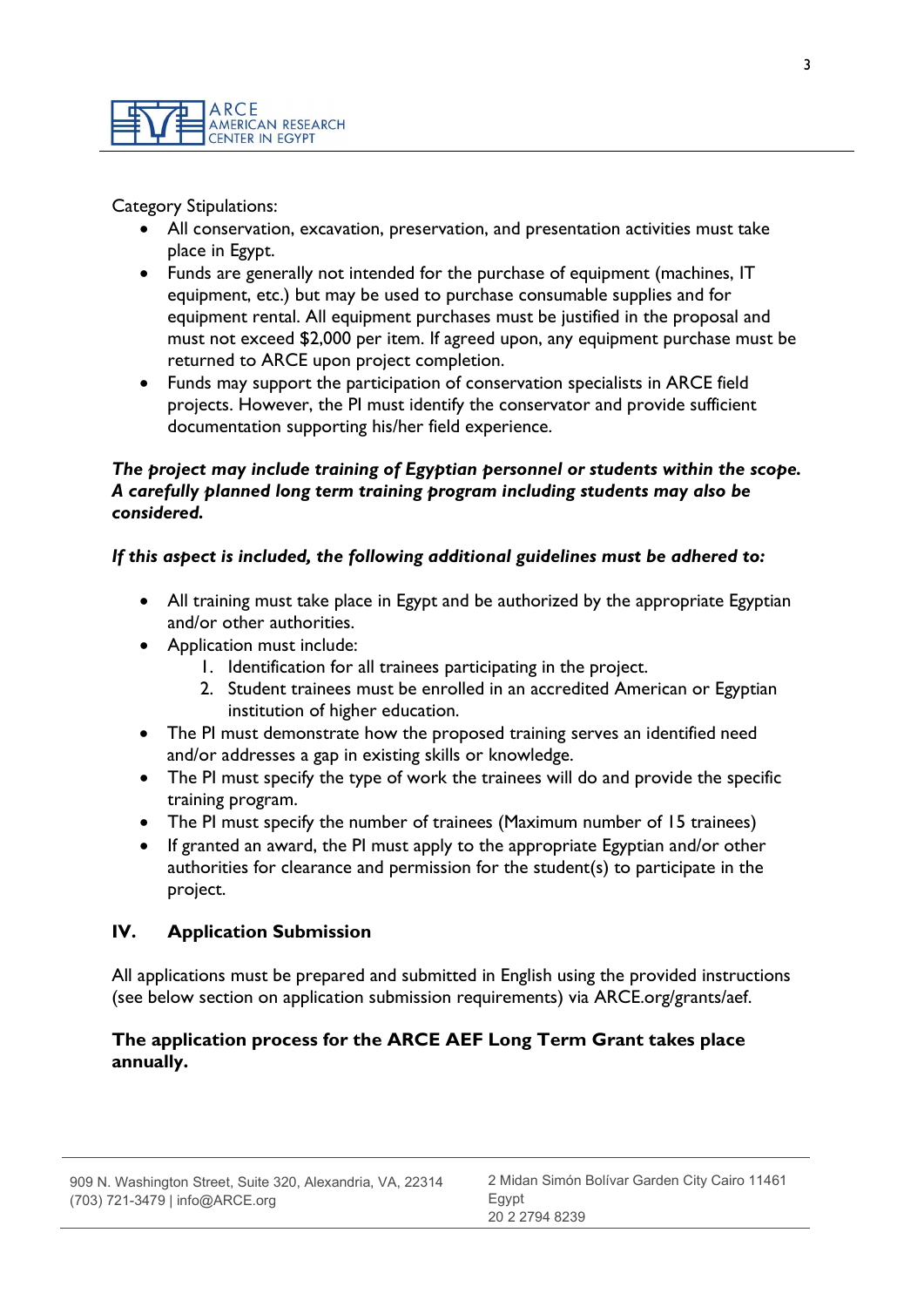Category Stipulations:

- All conservation, excavation, preservation, and presentation activities must take place in Egypt.
- Funds are generally not intended for the purchase of equipment (machines, IT equipment, etc.) but may be used to purchase consumable supplies and for equipment rental. All equipment purchases must be justified in the proposal and must not exceed $2,000 per item. If agreed upon, any equipment purchase must be returned to ARCE upon project completion.
- Funds may support the participation of conservation specialists in ARCE field projects. However, the PI must identify the conservator and provide sufficient documentation supporting his/her field experience.

***The project may include training of Egyptian personnel or students within the scope. A carefully planned long term training program including students may also be considered.***

***If this aspect is included, the following additional guidelines must be adhered to:***

- All training must take place in Egypt and be authorized by the appropriate Egyptian and/or other authorities.
- Application must include:
  1. Identification for all trainees participating in the project.
  2. Student trainees must be enrolled in an accredited American or Egyptian institution of higher education.
- The PI must demonstrate how the proposed training serves an identified need and/or addresses a gap in existing skills or knowledge.
- The PI must specify the type of work the trainees will do and provide the specific training program.
- The PI must specify the number of trainees (Maximum number of 15 trainees)
- If granted an award, the PI must apply to the appropriate Egyptian and/or other authorities for clearance and permission for the student(s) to participate in the project.

## IV. Application Submission

All applications must be prepared and submitted in English using the provided instructions (see below section on application submission requirements) via ARCE.org/grants/aef.

**The application process for the ARCE AEF Long Term Grant takes place annually.**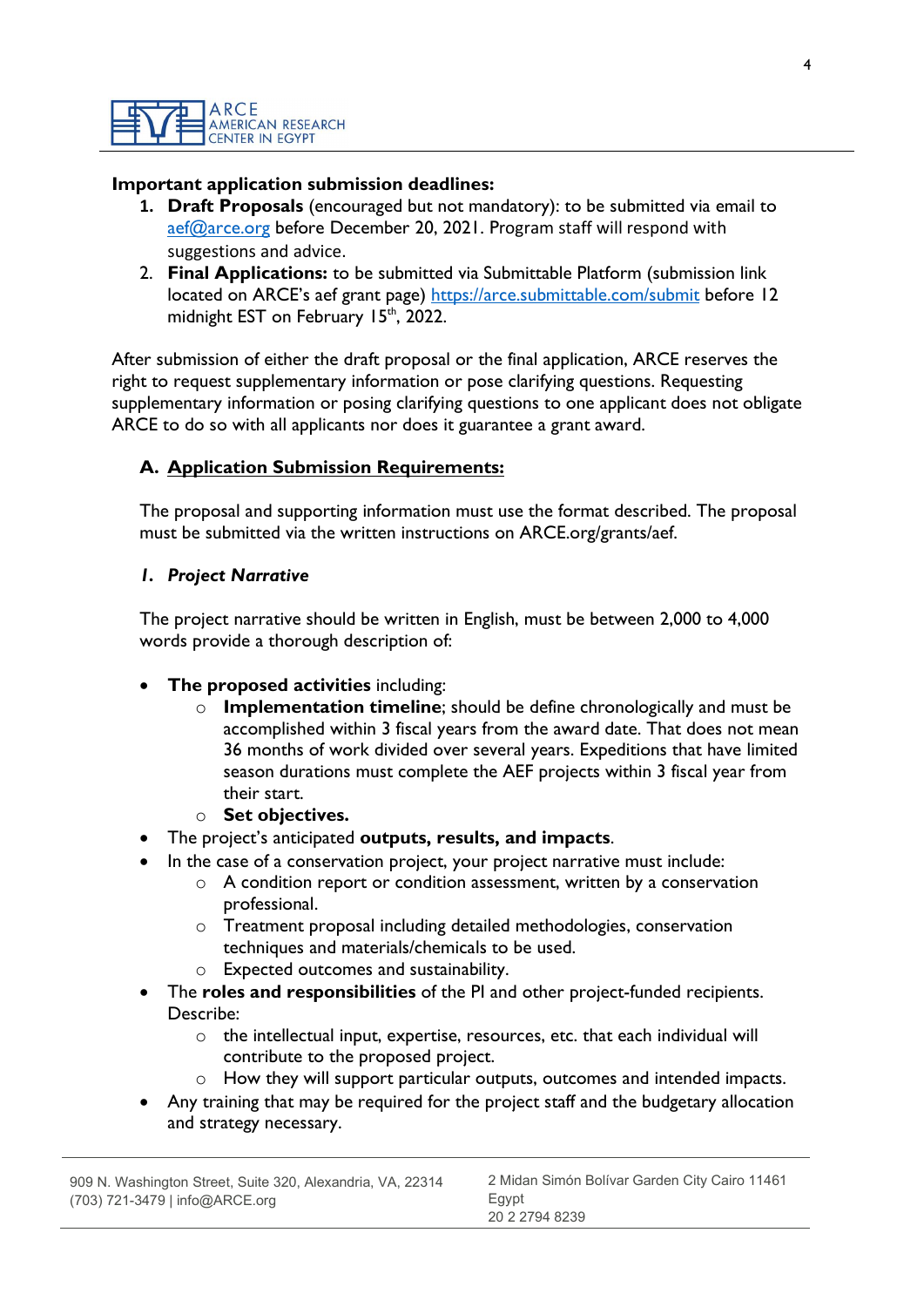**Important application submission deadlines:**

1. **Draft Proposals** (encouraged but not mandatory): to be submitted via email to aef@arce.org before December 20, 2021. Program staff will respond with suggestions and advice.
2. **Final Applications:** to be submitted via Submittable Platform (submission link located on ARCE's aef grant page) https://arce.submittable.com/submit before 12 midnight EST on February 15th, 2022.

After submission of either the draft proposal or the final application, ARCE reserves the right to request supplementary information or pose clarifying questions. Requesting supplementary information or posing clarifying questions to one applicant does not obligate ARCE to do so with all applicants nor does it guarantee a grant award.

## A. Application Submission Requirements:

The proposal and supporting information must use the format described. The proposal must be submitted via the written instructions on ARCE.org/grants/aef.

### *1. Project Narrative*

The project narrative should be written in English, must be between 2,000 to 4,000 words provide a thorough description of:

- **The proposed activities** including:
    - **Implementation timeline**; should be define chronologically and must be accomplished within 3 fiscal years from the award date. That does not mean 36 months of work divided over several years. Expeditions that have limited season durations must complete the AEF projects within 3 fiscal year from their start.
    - **Set objectives.**
- The project's anticipated **outputs, results, and impacts**.
- In the case of a conservation project, your project narrative must include:
    - A condition report or condition assessment, written by a conservation professional.
    - Treatment proposal including detailed methodologies, conservation techniques and materials/chemicals to be used.
    - Expected outcomes and sustainability.
- The **roles and responsibilities** of the PI and other project-funded recipients. Describe:
    - the intellectual input, expertise, resources, etc. that each individual will contribute to the proposed project.
    - How they will support particular outputs, outcomes and intended impacts.
- Any training that may be required for the project staff and the budgetary allocation and strategy necessary.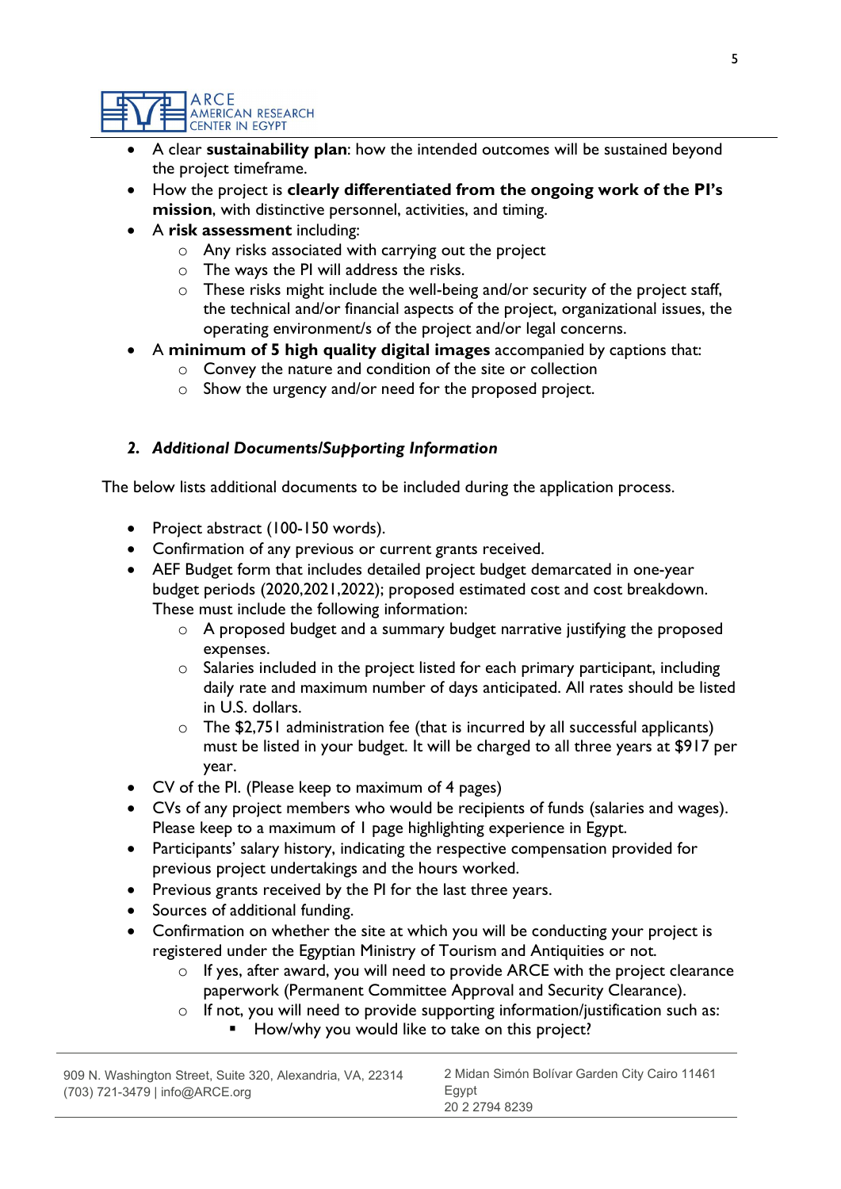- A clear **sustainability plan**: how the intended outcomes will be sustained beyond the project timeframe.
- How the project is **clearly differentiated from the ongoing work of the PI's mission**, with distinctive personnel, activities, and timing.
- A **risk assessment** including:
  - Any risks associated with carrying out the project
  - The ways the PI will address the risks.
  - These risks might include the well-being and/or security of the project staff, the technical and/or financial aspects of the project, organizational issues, the operating environment/s of the project and/or legal concerns.
- A **minimum of 5 high quality digital images** accompanied by captions that:
  - Convey the nature and condition of the site or collection
  - Show the urgency and/or need for the proposed project.

### *2. Additional Documents/Supporting Information*

The below lists additional documents to be included during the application process.

- Project abstract (100-150 words).
- Confirmation of any previous or current grants received.
- AEF Budget form that includes detailed project budget demarcated in one-year budget periods (2020,2021,2022); proposed estimated cost and cost breakdown. These must include the following information:
  - A proposed budget and a summary budget narrative justifying the proposed expenses.
  - Salaries included in the project listed for each primary participant, including daily rate and maximum number of days anticipated. All rates should be listed in U.S. dollars.
  - The $2,751 administration fee (that is incurred by all successful applicants) must be listed in your budget. It will be charged to all three years at $917 per year.
- CV of the PI. (Please keep to maximum of 4 pages)
- CVs of any project members who would be recipients of funds (salaries and wages). Please keep to a maximum of 1 page highlighting experience in Egypt.
- Participants' salary history, indicating the respective compensation provided for previous project undertakings and the hours worked.
- Previous grants received by the PI for the last three years.
- Sources of additional funding.
- Confirmation on whether the site at which you will be conducting your project is registered under the Egyptian Ministry of Tourism and Antiquities or not.
  - If yes, after award, you will need to provide ARCE with the project clearance paperwork (Permanent Committee Approval and Security Clearance).
  - If not, you will need to provide supporting information/justification such as:
    - How/why you would like to take on this project?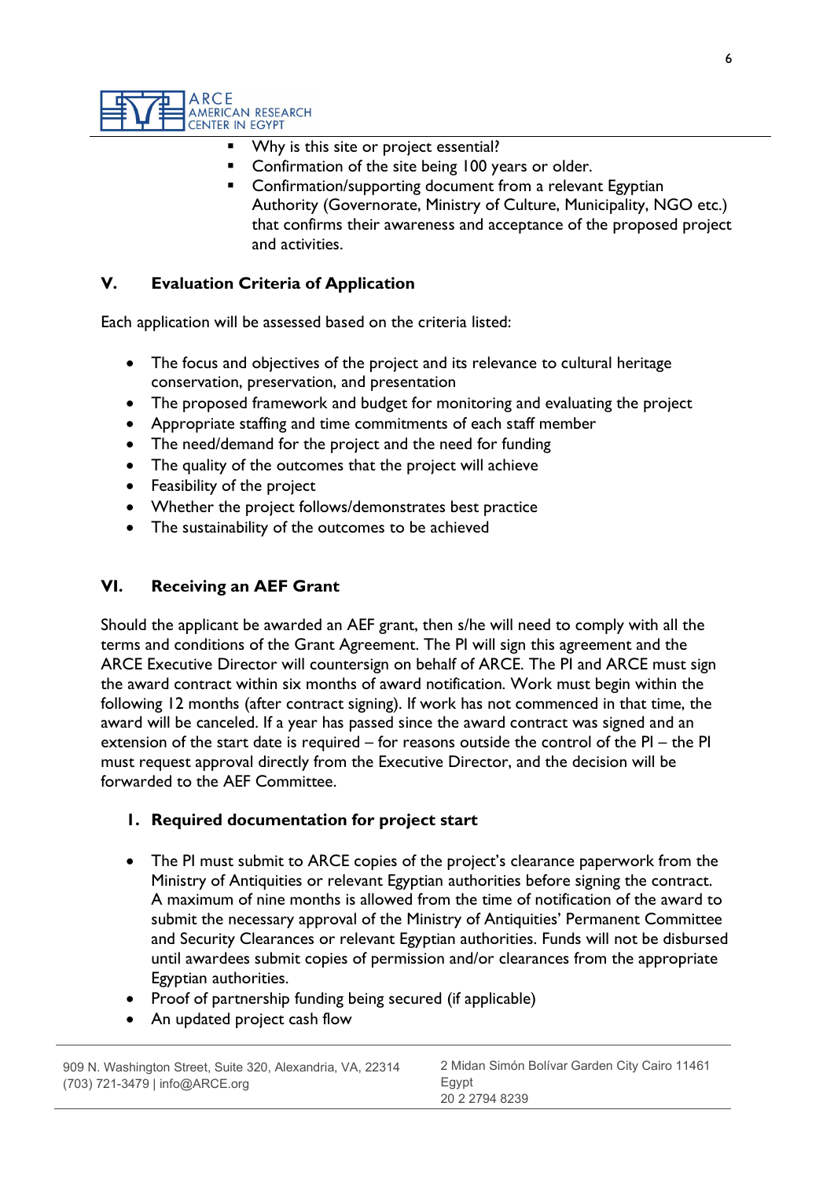- Why is this site or project essential?
- Confirmation of the site being 100 years or older.
- Confirmation/supporting document from a relevant Egyptian Authority (Governorate, Ministry of Culture, Municipality, NGO etc.) that confirms their awareness and acceptance of the proposed project and activities.

## V. Evaluation Criteria of Application

Each application will be assessed based on the criteria listed:

- The focus and objectives of the project and its relevance to cultural heritage conservation, preservation, and presentation
- The proposed framework and budget for monitoring and evaluating the project
- Appropriate staffing and time commitments of each staff member
- The need/demand for the project and the need for funding
- The quality of the outcomes that the project will achieve
- Feasibility of the project
- Whether the project follows/demonstrates best practice
- The sustainability of the outcomes to be achieved

## VI. Receiving an AEF Grant

Should the applicant be awarded an AEF grant, then s/he will need to comply with all the terms and conditions of the Grant Agreement. The PI will sign this agreement and the ARCE Executive Director will countersign on behalf of ARCE. The PI and ARCE must sign the award contract within six months of award notification. Work must begin within the following 12 months (after contract signing). If work has not commenced in that time, the award will be canceled. If a year has passed since the award contract was signed and an extension of the start date is required – for reasons outside the control of the PI – the PI must request approval directly from the Executive Director, and the decision will be forwarded to the AEF Committee.

### 1. Required documentation for project start

- The PI must submit to ARCE copies of the project's clearance paperwork from the Ministry of Antiquities or relevant Egyptian authorities before signing the contract. A maximum of nine months is allowed from the time of notification of the award to submit the necessary approval of the Ministry of Antiquities' Permanent Committee and Security Clearances or relevant Egyptian authorities. Funds will not be disbursed until awardees submit copies of permission and/or clearances from the appropriate Egyptian authorities.
- Proof of partnership funding being secured (if applicable)
- An updated project cash flow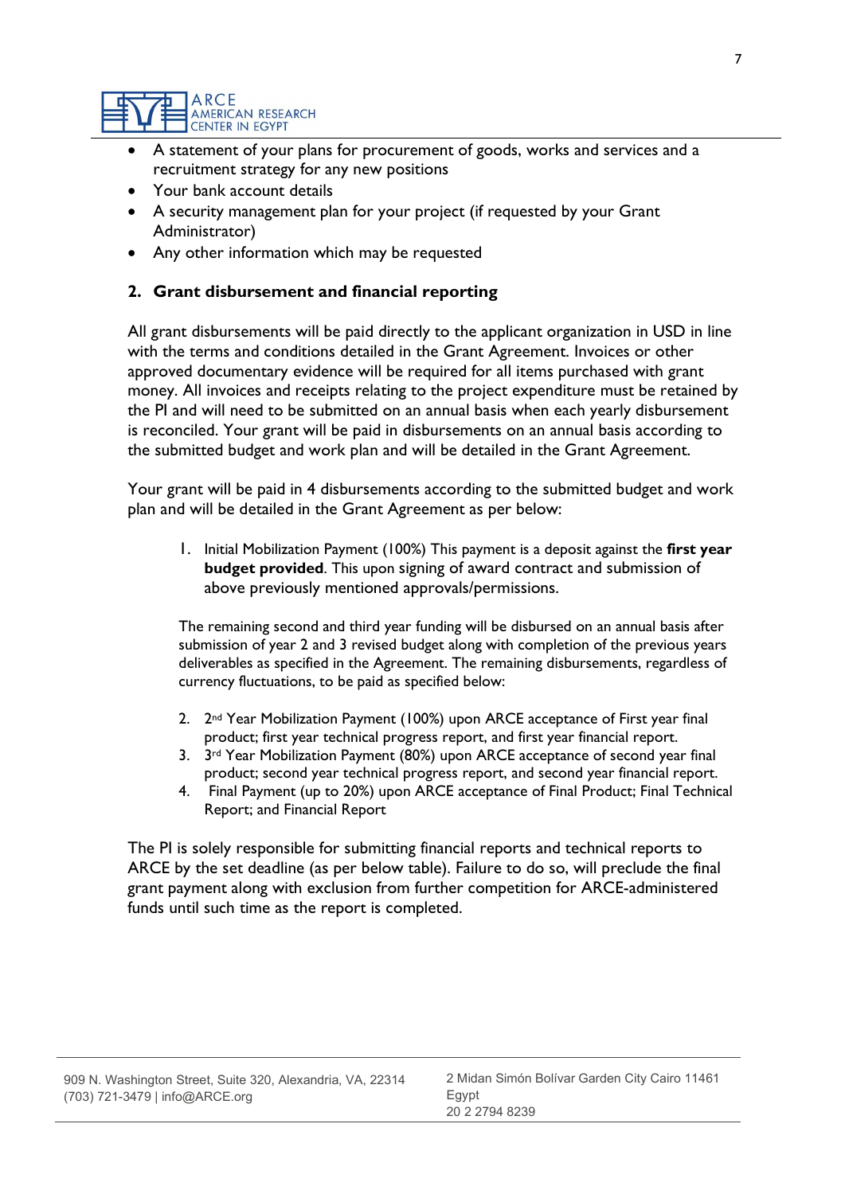- A statement of your plans for procurement of goods, works and services and a recruitment strategy for any new positions
- Your bank account details
- A security management plan for your project (if requested by your Grant Administrator)
- Any other information which may be requested

## 2. Grant disbursement and financial reporting

All grant disbursements will be paid directly to the applicant organization in USD in line with the terms and conditions detailed in the Grant Agreement. Invoices or other approved documentary evidence will be required for all items purchased with grant money. All invoices and receipts relating to the project expenditure must be retained by the PI and will need to be submitted on an annual basis when each yearly disbursement is reconciled. Your grant will be paid in disbursements on an annual basis according to the submitted budget and work plan and will be detailed in the Grant Agreement.

Your grant will be paid in 4 disbursements according to the submitted budget and work plan and will be detailed in the Grant Agreement as per below:

1. Initial Mobilization Payment (100%) This payment is a deposit against the **first year budget provided**. This upon signing of award contract and submission of above previously mentioned approvals/permissions.

The remaining second and third year funding will be disbursed on an annual basis after submission of year 2 and 3 revised budget along with completion of the previous years deliverables as specified in the Agreement. The remaining disbursements, regardless of currency fluctuations, to be paid as specified below:

2. 2nd Year Mobilization Payment (100%) upon ARCE acceptance of First year final product; first year technical progress report, and first year financial report.
3. 3rd Year Mobilization Payment (80%) upon ARCE acceptance of second year final product; second year technical progress report, and second year financial report.
4. Final Payment (up to 20%) upon ARCE acceptance of Final Product; Final Technical Report; and Financial Report

The PI is solely responsible for submitting financial reports and technical reports to ARCE by the set deadline (as per below table). Failure to do so, will preclude the final grant payment along with exclusion from further competition for ARCE-administered funds until such time as the report is completed.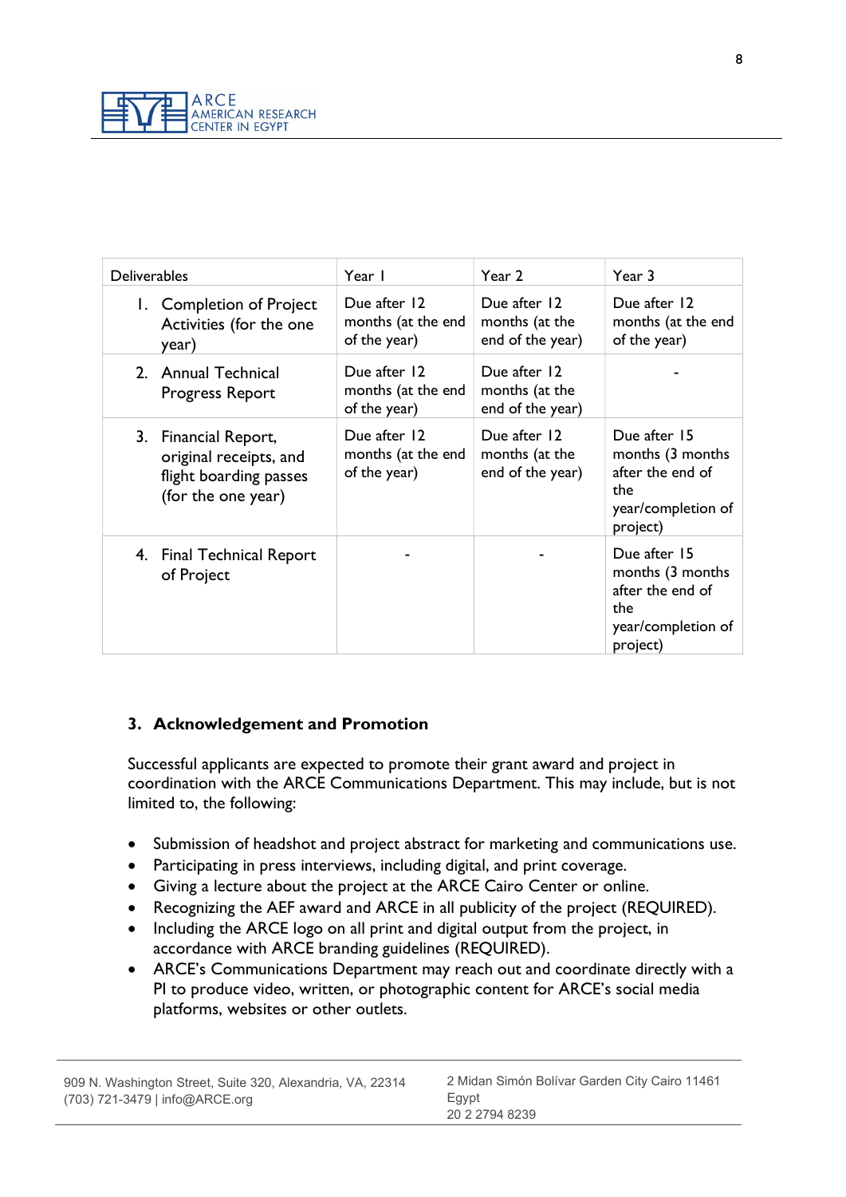| Deliverables | Year 1 | Year 2 | Year 3 |
|---|---|---|---|
| 1. Completion of Project Activities (for the one year) | Due after 12 months (at the end of the year) | Due after 12 months (at the end of the year) | Due after 12 months (at the end of the year) |
| 2. Annual Technical Progress Report | Due after 12 months (at the end of the year) | Due after 12 months (at the end of the year) | - |
| 3. Financial Report, original receipts, and flight boarding passes (for the one year) | Due after 12 months (at the end of the year) | Due after 12 months (at the end of the year) | Due after 15 months (3 months after the end of the year/completion of project) |
| 4. Final Technical Report of Project | - | - | Due after 15 months (3 months after the end of the year/completion of project) |

## 3. Acknowledgement and Promotion

Successful applicants are expected to promote their grant award and project in coordination with the ARCE Communications Department. This may include, but is not limited to, the following:

- Submission of headshot and project abstract for marketing and communications use.
- Participating in press interviews, including digital, and print coverage.
- Giving a lecture about the project at the ARCE Cairo Center or online.
- Recognizing the AEF award and ARCE in all publicity of the project (REQUIRED).
- Including the ARCE logo on all print and digital output from the project, in accordance with ARCE branding guidelines (REQUIRED).
- ARCE's Communications Department may reach out and coordinate directly with a PI to produce video, written, or photographic content for ARCE's social media platforms, websites or other outlets.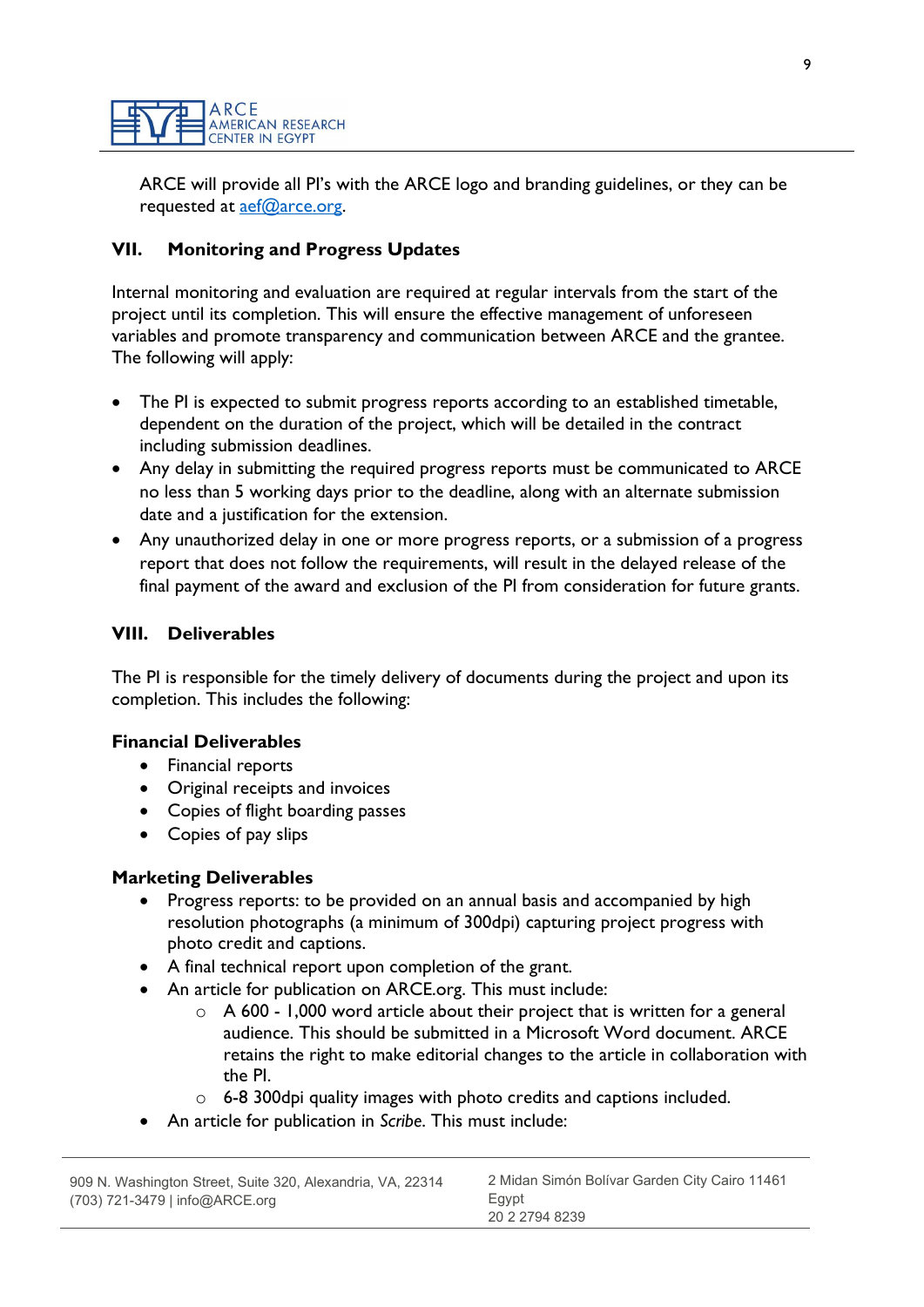ARCE will provide all PI's with the ARCE logo and branding guidelines, or they can be requested at aef@arce.org.

## VII. Monitoring and Progress Updates

Internal monitoring and evaluation are required at regular intervals from the start of the project until its completion. This will ensure the effective management of unforeseen variables and promote transparency and communication between ARCE and the grantee. The following will apply:

- The PI is expected to submit progress reports according to an established timetable, dependent on the duration of the project, which will be detailed in the contract including submission deadlines.
- Any delay in submitting the required progress reports must be communicated to ARCE no less than 5 working days prior to the deadline, along with an alternate submission date and a justification for the extension.
- Any unauthorized delay in one or more progress reports, or a submission of a progress report that does not follow the requirements, will result in the delayed release of the final payment of the award and exclusion of the PI from consideration for future grants.

## VIII. Deliverables

The PI is responsible for the timely delivery of documents during the project and upon its completion. This includes the following:

### Financial Deliverables

- Financial reports
- Original receipts and invoices
- Copies of flight boarding passes
- Copies of pay slips

### Marketing Deliverables

- Progress reports: to be provided on an annual basis and accompanied by high resolution photographs (a minimum of 300dpi) capturing project progress with photo credit and captions.
- A final technical report upon completion of the grant.
- An article for publication on ARCE.org. This must include:
  - A 600 - 1,000 word article about their project that is written for a general audience. This should be submitted in a Microsoft Word document. ARCE retains the right to make editorial changes to the article in collaboration with the PI.
  - 6-8 300dpi quality images with photo credits and captions included.
- An article for publication in *Scribe*. This must include: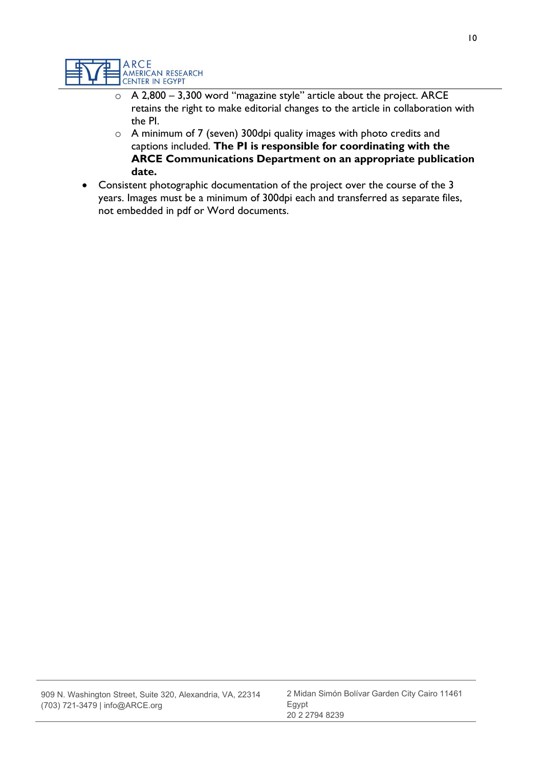- A 2,800 – 3,300 word "magazine style" article about the project. ARCE retains the right to make editorial changes to the article in collaboration with the PI.
  - A minimum of 7 (seven) 300dpi quality images with photo credits and captions included. **The PI is responsible for coordinating with the ARCE Communications Department on an appropriate publication date.**
- Consistent photographic documentation of the project over the course of the 3 years. Images must be a minimum of 300dpi each and transferred as separate files, not embedded in pdf or Word documents.